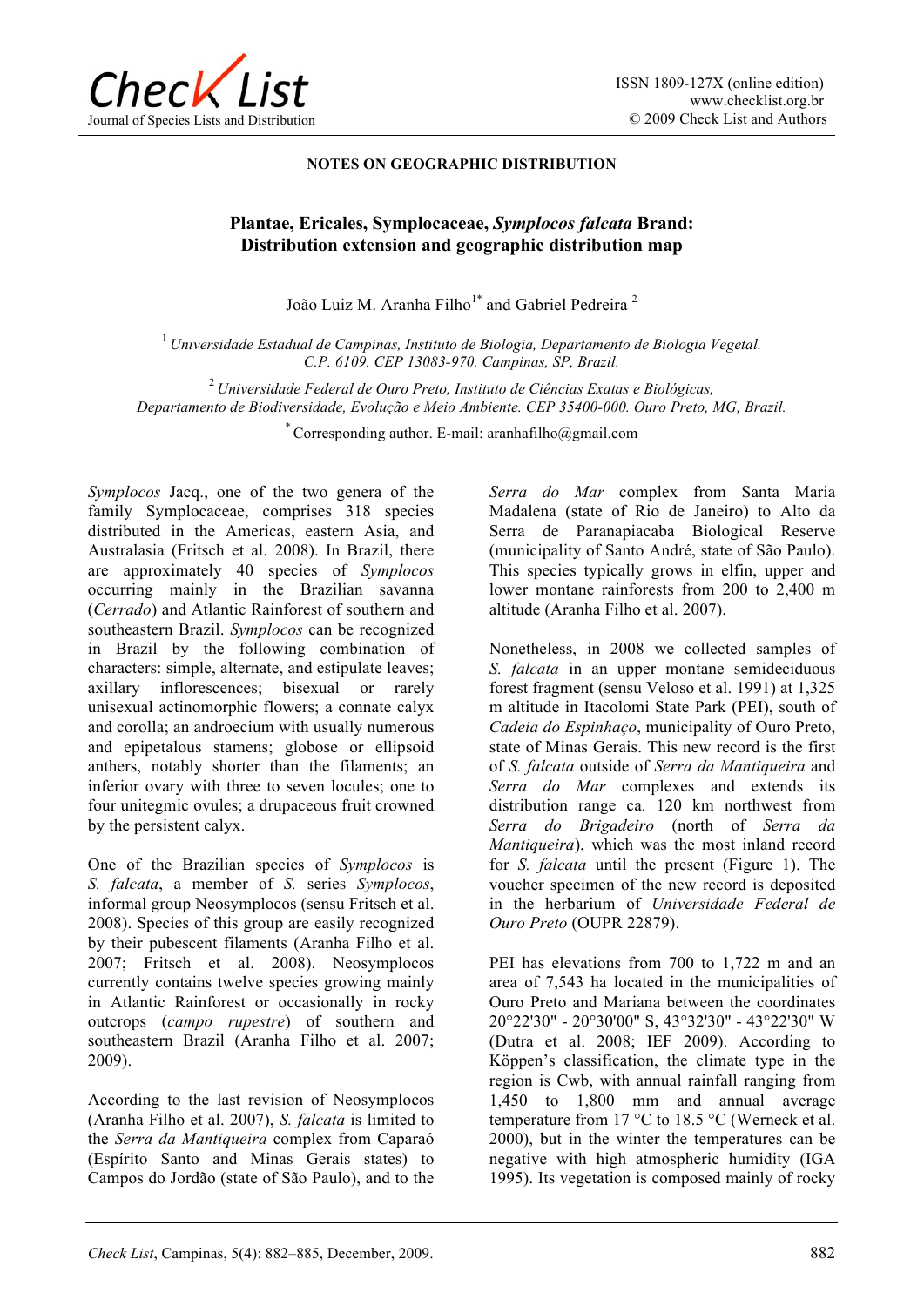NOTES ON GEOGRAPHIC DISTRIBUTION

# Plantae, Ericales, Symplocaceae, *Symplocos falcata* Brand: Distribution extension and geographic distribution map

João Luiz M. Aranha Filho[1*] and Gabriel Pedreira [2]

[1] *Universidade Estadual de Campinas, Instituto de Biologia, Departamento de Biologia Vegetal. C.P. 6109. CEP 13083-970. Campinas, SP, Brazil.*

[2] *Universidade Federal de Ouro Preto, Instituto de Ciências Exatas e Biológicas, Departamento de Biodiversidade, Evolução e Meio Ambiente. CEP 35400-000. Ouro Preto, MG, Brazil.*

[*] Corresponding author. E-mail: aranhafilho@gmail.com

*Symplocos* Jacq., one of the two genera of the family Symplocaceae, comprises 318 species distributed in the Americas, eastern Asia, and Australasia (Fritsch et al. 2008). In Brazil, there are approximately 40 species of *Symplocos* occurring mainly in the Brazilian savanna (*Cerrado*) and Atlantic Rainforest of southern and southeastern Brazil. *Symplocos* can be recognized in Brazil by the following combination of characters: simple, alternate, and estipulate leaves; axillary inflorescences; bisexual or rarely unisexual actinomorphic flowers; a connate calyx and corolla; an androecium with usually numerous and epipetalous stamens; globose or ellipsoid anthers, notably shorter than the filaments; an inferior ovary with three to seven locules; one to four unitegmic ovules; a drupaceous fruit crowned by the persistent calyx.

One of the Brazilian species of *Symplocos* is *S. falcata*, a member of *S.* series *Symplocos*, informal group Neosymplocos (sensu Fritsch et al. 2008). Species of this group are easily recognized by their pubescent filaments (Aranha Filho et al. 2007; Fritsch et al. 2008). Neosymplocos currently contains twelve species growing mainly in Atlantic Rainforest or occasionally in rocky outcrops (*campo rupestre*) of southern and southeastern Brazil (Aranha Filho et al. 2007; 2009).

According to the last revision of Neosymplocos (Aranha Filho et al. 2007), *S. falcata* is limited to the *Serra da Mantiqueira* complex from Caparaó (Espírito Santo and Minas Gerais states) to Campos do Jordão (state of São Paulo), and to the *Serra do Mar* complex from Santa Maria Madalena (state of Rio de Janeiro) to Alto da Serra de Paranapiacaba Biological Reserve (municipality of Santo André, state of São Paulo). This species typically grows in elfin, upper and lower montane rainforests from 200 to 2,400 m altitude (Aranha Filho et al. 2007).

Nonetheless, in 2008 we collected samples of *S. falcata* in an upper montane semideciduous forest fragment (sensu Veloso et al. 1991) at 1,325 m altitude in Itacolomi State Park (PEI), south of *Cadeia do Espinhaço*, municipality of Ouro Preto, state of Minas Gerais. This new record is the first of *S. falcata* outside of *Serra da Mantiqueira* and *Serra do Mar* complexes and extends its distribution range ca. 120 km northwest from *Serra do Brigadeiro* (north of *Serra da Mantiqueira*), which was the most inland record for *S. falcata* until the present (Figure 1). The voucher specimen of the new record is deposited in the herbarium of *Universidade Federal de Ouro Preto* (OUPR 22879).

PEI has elevations from 700 to 1,722 m and an area of 7,543 ha located in the municipalities of Ouro Preto and Mariana between the coordinates 20°22'30" - 20°30'00" S, 43°32'30" - 43°22'30" W (Dutra et al. 2008; IEF 2009). According to Köppen's classification, the climate type in the region is Cwb, with annual rainfall ranging from 1,450 to 1,800 mm and annual average temperature from 17 °C to 18.5 °C (Werneck et al. 2000), but in the winter the temperatures can be negative with high atmospheric humidity (IGA 1995). Its vegetation is composed mainly of rocky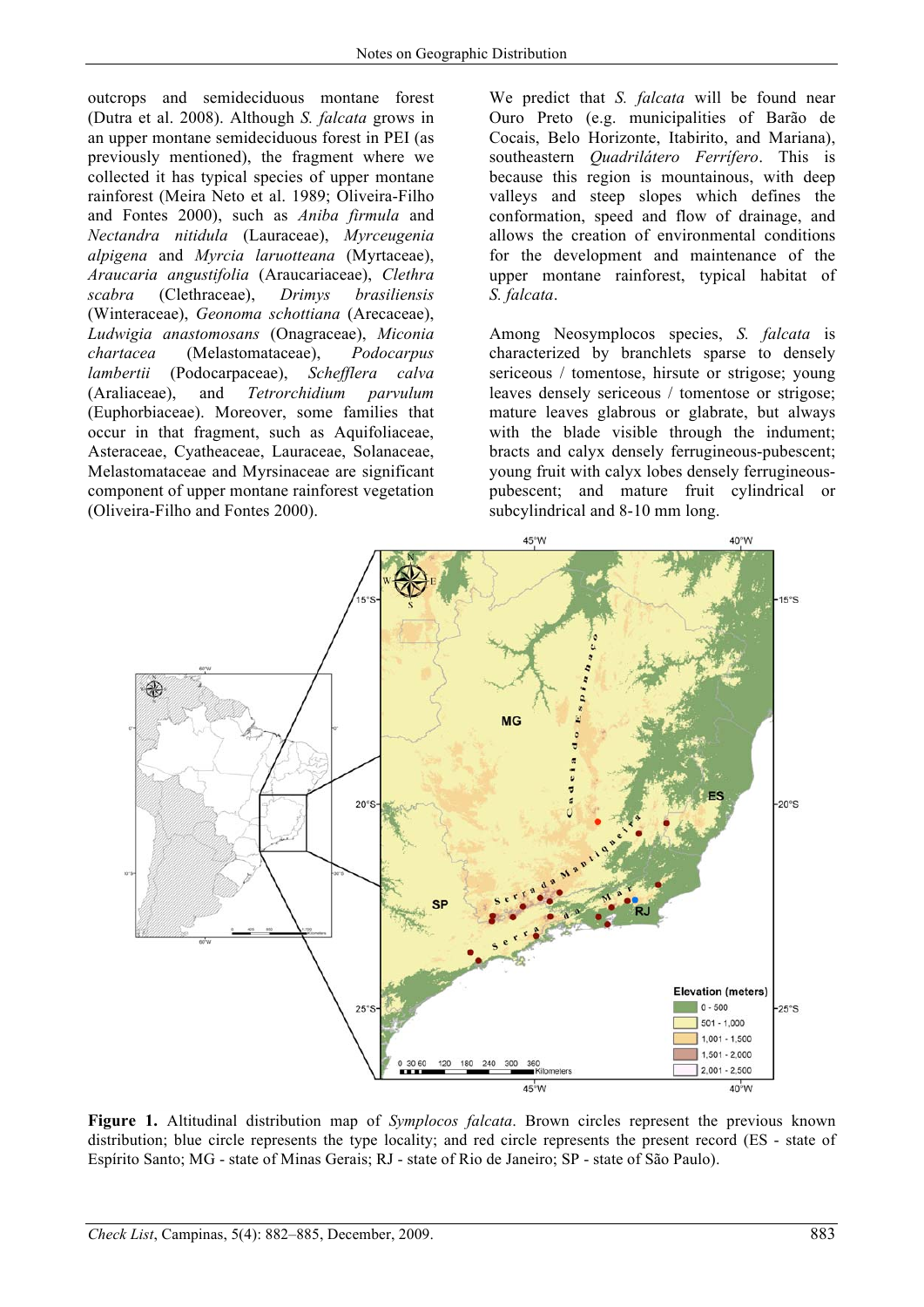outcrops and semideciduous montane forest (Dutra et al. 2008). Although *S. falcata* grows in an upper montane semideciduous forest in PEI (as previously mentioned), the fragment where we collected it has typical species of upper montane rainforest (Meira Neto et al. 1989; Oliveira-Filho and Fontes 2000), such as *Aniba firmula* and *Nectandra nitidula* (Lauraceae), *Myrceugenia alpigena* and *Myrcia laruotteana* (Myrtaceae), *Araucaria angustifolia* (Araucariaceae), *Clethra scabra* (Clethraceae), *Drimys brasiliensis* (Winteraceae), *Geonoma schottiana* (Arecaceae), *Ludwigia anastomosans* (Onagraceae), *Miconia chartacea* (Melastomataceae), *Podocarpus lambertii* (Podocarpaceae), *Schefflera calva* (Araliaceae), and *Tetrorchidium parvulum* (Euphorbiaceae). Moreover, some families that occur in that fragment, such as Aquifoliaceae, Asteraceae, Cyatheaceae, Lauraceae, Solanaceae, Melastomataceae and Myrsinaceae are significant component of upper montane rainforest vegetation (Oliveira-Filho and Fontes 2000).

We predict that *S. falcata* will be found near Ouro Preto (e.g. municipalities of Barão de Cocais, Belo Horizonte, Itabirito, and Mariana), southeastern *Quadrilátero Ferrífero*. This is because this region is mountainous, with deep valleys and steep slopes which defines the conformation, speed and flow of drainage, and allows the creation of environmental conditions for the development and maintenance of the upper montane rainforest, typical habitat of *S. falcata*.

Among Neosymplocos species, *S. falcata* is characterized by branchlets sparse to densely sericeous / tomentose, hirsute or strigose; young leaves densely sericeous / tomentose or strigose; mature leaves glabrous or glabrate, but always with the blade visible through the indument; bracts and calyx densely ferrugineous-pubescent; young fruit with calyx lobes densely ferrugineous-pubescent; and mature fruit cylindrical or subcylindrical and 8-10 mm long.

**Figure 1.** Altitudinal distribution map of *Symplocos falcata*. Brown circles represent the previous known distribution; blue circle represents the type locality; and red circle represents the present record (ES - state of Espírito Santo; MG - state of Minas Gerais; RJ - state of Rio de Janeiro; SP - state of São Paulo).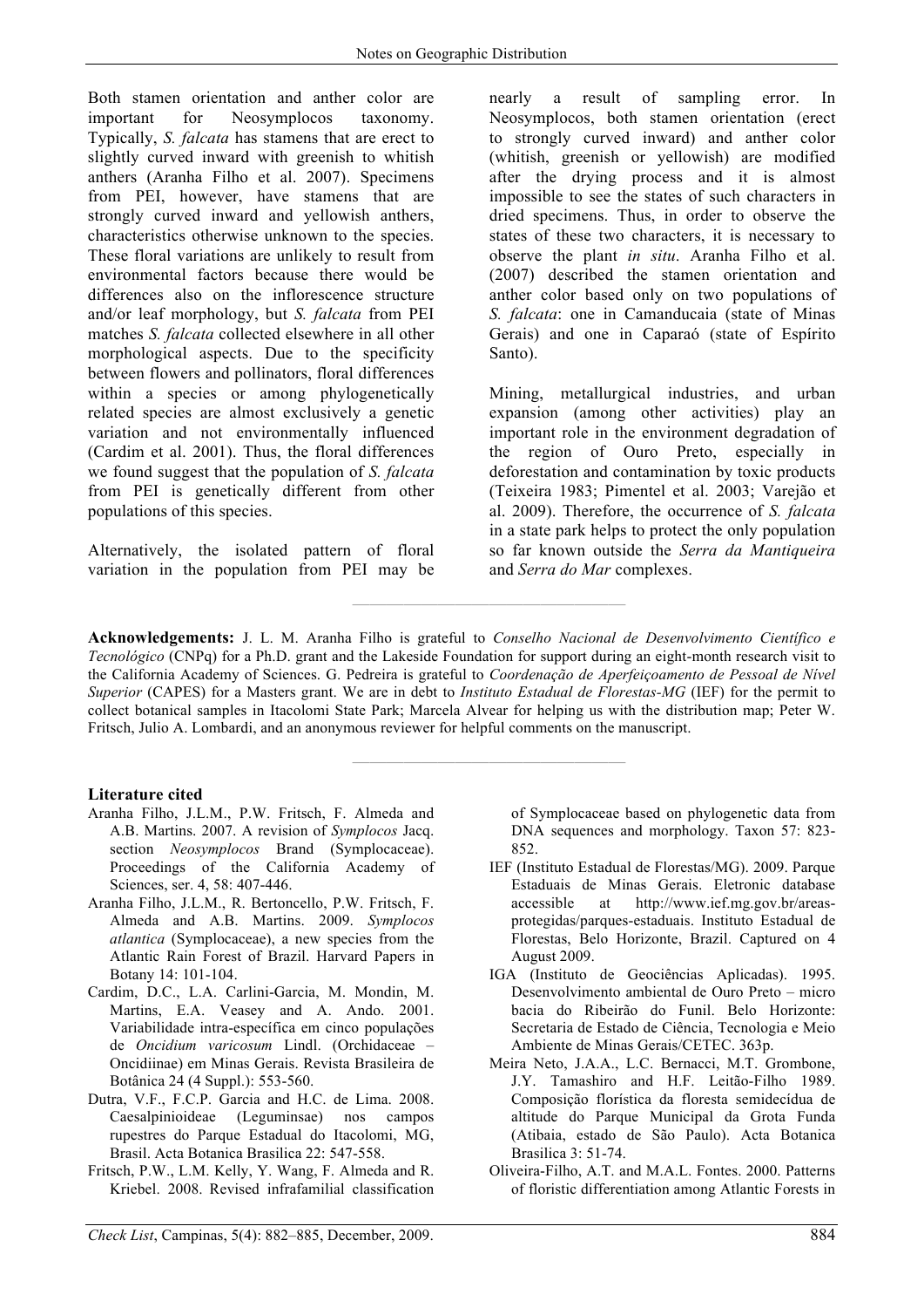Both stamen orientation and anther color are important for Neosymplocos taxonomy. Typically, *S. falcata* has stamens that are erect to slightly curved inward with greenish to whitish anthers (Aranha Filho et al. 2007). Specimens from PEI, however, have stamens that are strongly curved inward and yellowish anthers, characteristics otherwise unknown to the species. These floral variations are unlikely to result from environmental factors because there would be differences also on the inflorescence structure and/or leaf morphology, but *S. falcata* from PEI matches *S. falcata* collected elsewhere in all other morphological aspects. Due to the specificity between flowers and pollinators, floral differences within a species or among phylogenetically related species are almost exclusively a genetic variation and not environmentally influenced (Cardim et al. 2001). Thus, the floral differences we found suggest that the population of *S. falcata* from PEI is genetically different from other populations of this species.

Alternatively, the isolated pattern of floral variation in the population from PEI may be nearly a result of sampling error. In Neosymplocos, both stamen orientation (erect to strongly curved inward) and anther color (whitish, greenish or yellowish) are modified after the drying process and it is almost impossible to see the states of such characters in dried specimens. Thus, in order to observe the states of these two characters, it is necessary to observe the plant *in situ*. Aranha Filho et al. (2007) described the stamen orientation and anther color based only on two populations of *S. falcata*: one in Camanducaia (state of Minas Gerais) and one in Caparaó (state of Espírito Santo).

Mining, metallurgical industries, and urban expansion (among other activities) play an important role in the environment degradation of the region of Ouro Preto, especially in deforestation and contamination by toxic products (Teixeira 1983; Pimentel et al. 2003; Varejão et al. 2009). Therefore, the occurrence of *S. falcata* in a state park helps to protect the only population so far known outside the *Serra da Mantiqueira* and *Serra do Mar* complexes.

---

**Acknowledgements:** J. L. M. Aranha Filho is grateful to *Conselho Nacional de Desenvolvimento Científico e Tecnológico* (CNPq) for a Ph.D. grant and the Lakeside Foundation for support during an eight-month research visit to the California Academy of Sciences. G. Pedreira is grateful to *Coordenação de Aperfeiçoamento de Pessoal de Nível Superior* (CAPES) for a Masters grant. We are in debt to *Instituto Estadual de Florestas-MG* (IEF) for the permit to collect botanical samples in Itacolomi State Park; Marcela Alvear for helping us with the distribution map; Peter W. Fritsch, Julio A. Lombardi, and an anonymous reviewer for helpful comments on the manuscript.

---

### Literature cited

Aranha Filho, J.L.M., P.W. Fritsch, F. Almeda and A.B. Martins. 2007. A revision of *Symplocos* Jacq. section *Neosymplocos* Brand (Symplocaceae). Proceedings of the California Academy of Sciences, ser. 4, 58: 407-446.

Aranha Filho, J.L.M., R. Bertoncello, P.W. Fritsch, F. Almeda and A.B. Martins. 2009. *Symplocos atlantica* (Symplocaceae), a new species from the Atlantic Rain Forest of Brazil. Harvard Papers in Botany 14: 101-104.

Cardim, D.C., L.A. Carlini-Garcia, M. Mondin, M. Martins, E.A. Veasey and A. Ando. 2001. Variabilidade intra-específica em cinco populações de *Oncidium varicosum* Lindl. (Orchidaceae – Oncidiinae) em Minas Gerais. Revista Brasileira de Botânica 24 (4 Suppl.): 553-560.

Dutra, V.F., F.C.P. Garcia and H.C. de Lima. 2008. Caesalpinioideae (Leguminsae) nos campos rupestres do Parque Estadual do Itacolomi, MG, Brasil. Acta Botanica Brasilica 22: 547-558.

Fritsch, P.W., L.M. Kelly, Y. Wang, F. Almeda and R. Kriebel. 2008. Revised infrafamilial classification of Symplocaceae based on phylogenetic data from DNA sequences and morphology. Taxon 57: 823-852.

IEF (Instituto Estadual de Florestas/MG). 2009. Parque Estaduais de Minas Gerais. Eletronic database accessible at http://www.ief.mg.gov.br/areas-protegidas/parques-estaduais. Instituto Estadual de Florestas, Belo Horizonte, Brazil. Captured on 4 August 2009.

IGA (Instituto de Geociências Aplicadas). 1995. Desenvolvimento ambiental de Ouro Preto – micro bacia do Ribeirão do Funil. Belo Horizonte: Secretaria de Estado de Ciência, Tecnologia e Meio Ambiente de Minas Gerais/CETEC. 363p.

Meira Neto, J.A.A., L.C. Bernacci, M.T. Grombone, J.Y. Tamashiro and H.F. Leitão-Filho 1989. Composição florística da floresta semidecídua de altitude do Parque Municipal da Grota Funda (Atibaia, estado de São Paulo). Acta Botanica Brasilica 3: 51-74.

Oliveira-Filho, A.T. and M.A.L. Fontes. 2000. Patterns of floristic differentiation among Atlantic Forests in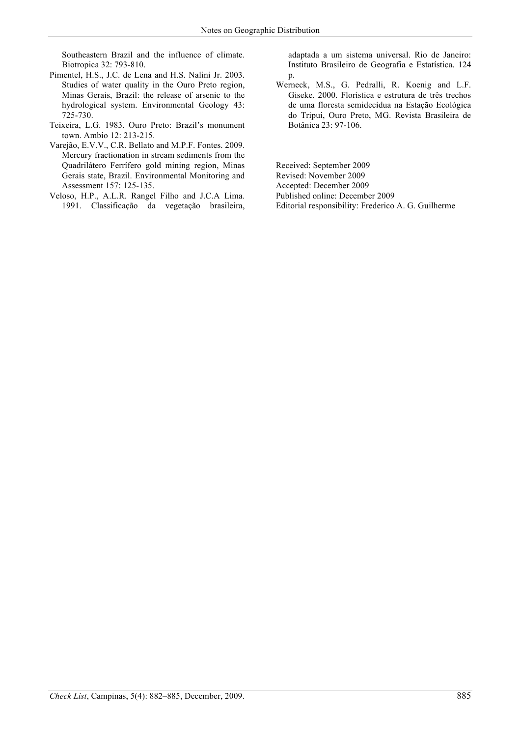Southeastern Brazil and the influence of climate. Biotropica 32: 793-810.

Pimentel, H.S., J.C. de Lena and H.S. Nalini Jr. 2003. Studies of water quality in the Ouro Preto region, Minas Gerais, Brazil: the release of arsenic to the hydrological system. Environmental Geology 43: 725-730.

Teixeira, L.G. 1983. Ouro Preto: Brazil's monument town. Ambio 12: 213-215.

Varejão, E.V.V., C.R. Bellato and M.P.F. Fontes. 2009. Mercury fractionation in stream sediments from the Quadrilátero Ferrífero gold mining region, Minas Gerais state, Brazil. Environmental Monitoring and Assessment 157: 125-135.

Veloso, H.P., A.L.R. Rangel Filho and J.C.A Lima. 1991. Classificação da vegetação brasileira, adaptada a um sistema universal. Rio de Janeiro: Instituto Brasileiro de Geografia e Estatística. 124 p.

Werneck, M.S., G. Pedralli, R. Koenig and L.F. Giseke. 2000. Florística e estrutura de três trechos de uma floresta semidecídua na Estação Ecológica do Tripuí, Ouro Preto, MG. Revista Brasileira de Botânica 23: 97-106.

Received: September 2009
Revised: November 2009
Accepted: December 2009
Published online: December 2009
Editorial responsibility: Frederico A. G. Guilherme